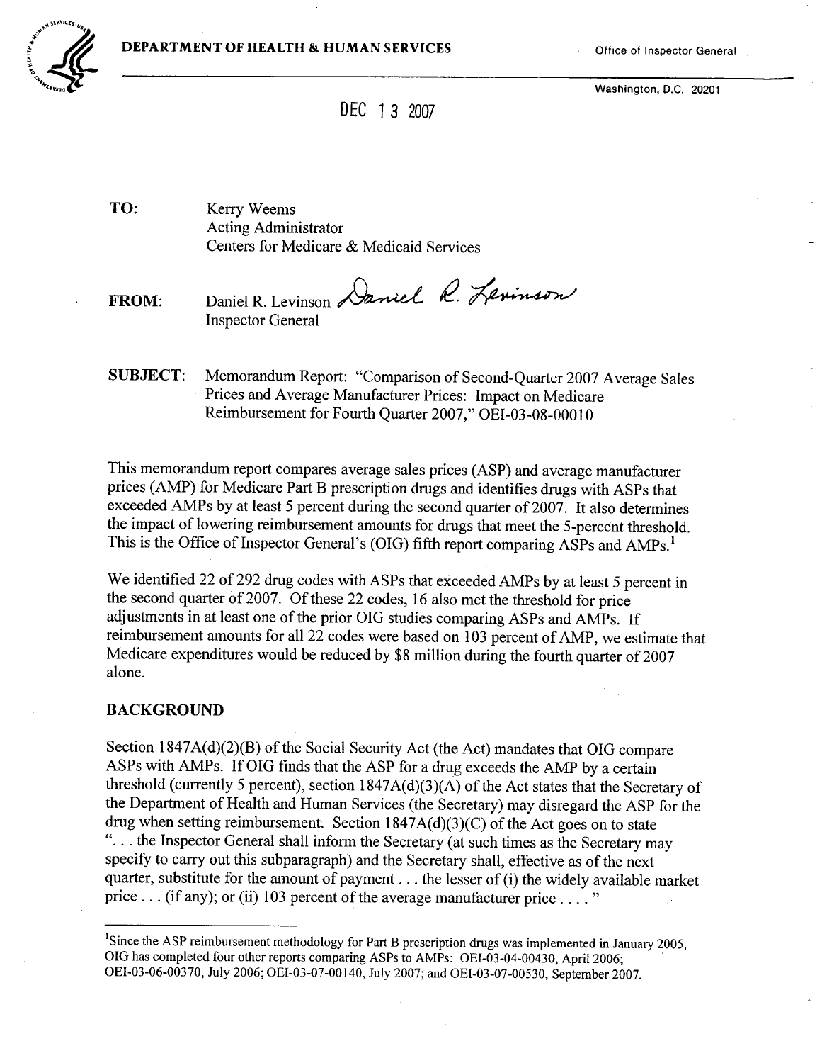**DEPARTMENT OF HEALTH & HUMAN SERVICES**

Office of Inspector General

Washington, D.C. 20201

DEC 13 2007

**TO:** Kerry Weems
Acting Administrator
Centers for Medicare & Medicaid Services

**FROM:** Daniel R. Levinson
Inspector General

**SUBJECT:** Memorandum Report: "Comparison of Second-Quarter 2007 Average Sales Prices and Average Manufacturer Prices: Impact on Medicare Reimbursement for Fourth Quarter 2007," OEI-03-08-00010

This memorandum report compares average sales prices (ASP) and average manufacturer prices (AMP) for Medicare Part B prescription drugs and identifies drugs with ASPs that exceeded AMPs by at least 5 percent during the second quarter of 2007. It also determines the impact of lowering reimbursement amounts for drugs that meet the 5-percent threshold. This is the Office of Inspector General's (OIG) fifth report comparing ASPs and AMPs.[1]

We identified 22 of 292 drug codes with ASPs that exceeded AMPs by at least 5 percent in the second quarter of 2007. Of these 22 codes, 16 also met the threshold for price adjustments in at least one of the prior OIG studies comparing ASPs and AMPs. If reimbursement amounts for all 22 codes were based on 103 percent of AMP, we estimate that Medicare expenditures would be reduced by $8 million during the fourth quarter of 2007 alone.

## BACKGROUND

Section 1847A(d)(2)(B) of the Social Security Act (the Act) mandates that OIG compare ASPs with AMPs. If OIG finds that the ASP for a drug exceeds the AMP by a certain threshold (currently 5 percent), section 1847A(d)(3)(A) of the Act states that the Secretary of the Department of Health and Human Services (the Secretary) may disregard the ASP for the drug when setting reimbursement. Section 1847A(d)(3)(C) of the Act goes on to state "... the Inspector General shall inform the Secretary (at such times as the Secretary may specify to carry out this subparagraph) and the Secretary shall, effective as of the next quarter, substitute for the amount of payment ... the lesser of (i) the widely available market price ... (if any); or (ii) 103 percent of the average manufacturer price .... "

[1] Since the ASP reimbursement methodology for Part B prescription drugs was implemented in January 2005, OIG has completed four other reports comparing ASPs to AMPs: OEI-03-04-00430, April 2006; OEI-03-06-00370, July 2006; OEI-03-07-00140, July 2007; and OEI-03-07-00530, September 2007.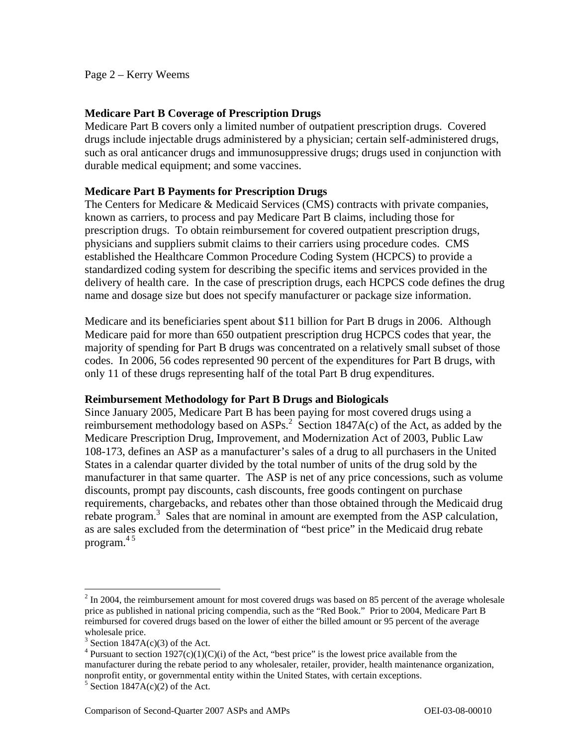### Medicare Part B Coverage of Prescription Drugs

Medicare Part B covers only a limited number of outpatient prescription drugs. Covered drugs include injectable drugs administered by a physician; certain self-administered drugs, such as oral anticancer drugs and immunosuppressive drugs; drugs used in conjunction with durable medical equipment; and some vaccines.

### Medicare Part B Payments for Prescription Drugs

The Centers for Medicare & Medicaid Services (CMS) contracts with private companies, known as carriers, to process and pay Medicare Part B claims, including those for prescription drugs. To obtain reimbursement for covered outpatient prescription drugs, physicians and suppliers submit claims to their carriers using procedure codes. CMS established the Healthcare Common Procedure Coding System (HCPCS) to provide a standardized coding system for describing the specific items and services provided in the delivery of health care. In the case of prescription drugs, each HCPCS code defines the drug name and dosage size but does not specify manufacturer or package size information.

Medicare and its beneficiaries spent about $11 billion for Part B drugs in 2006. Although Medicare paid for more than 650 outpatient prescription drug HCPCS codes that year, the majority of spending for Part B drugs was concentrated on a relatively small subset of those codes. In 2006, 56 codes represented 90 percent of the expenditures for Part B drugs, with only 11 of these drugs representing half of the total Part B drug expenditures.

### Reimbursement Methodology for Part B Drugs and Biologicals

Since January 2005, Medicare Part B has been paying for most covered drugs using a reimbursement methodology based on ASPs.[2] Section 1847A(c) of the Act, as added by the Medicare Prescription Drug, Improvement, and Modernization Act of 2003, Public Law 108-173, defines an ASP as a manufacturer's sales of a drug to all purchasers in the United States in a calendar quarter divided by the total number of units of the drug sold by the manufacturer in that same quarter. The ASP is net of any price concessions, such as volume discounts, prompt pay discounts, cash discounts, free goods contingent on purchase requirements, chargebacks, and rebates other than those obtained through the Medicaid drug rebate program.[3] Sales that are nominal in amount are exempted from the ASP calculation, as are sales excluded from the determination of "best price" in the Medicaid drug rebate program.[4] [5]

---

[2] In 2004, the reimbursement amount for most covered drugs was based on 85 percent of the average wholesale price as published in national pricing compendia, such as the "Red Book." Prior to 2004, Medicare Part B reimbursed for covered drugs based on the lower of either the billed amount or 95 percent of the average wholesale price.

[3] Section 1847A(c)(3) of the Act.

[4] Pursuant to section 1927(c)(1)(C)(i) of the Act, "best price" is the lowest price available from the manufacturer during the rebate period to any wholesaler, retailer, provider, health maintenance organization, nonprofit entity, or governmental entity within the United States, with certain exceptions.

[5] Section 1847A(c)(2) of the Act.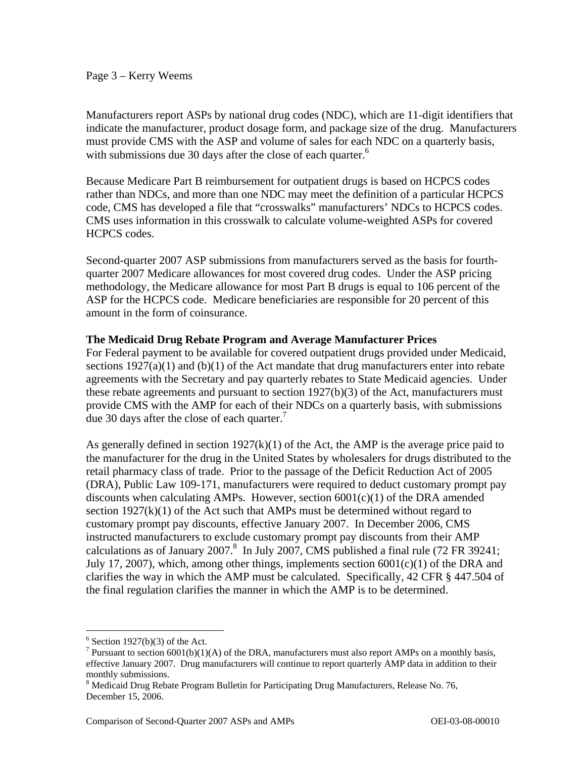Manufacturers report ASPs by national drug codes (NDC), which are 11-digit identifiers that indicate the manufacturer, product dosage form, and package size of the drug. Manufacturers must provide CMS with the ASP and volume of sales for each NDC on a quarterly basis, with submissions due 30 days after the close of each quarter.[6]

Because Medicare Part B reimbursement for outpatient drugs is based on HCPCS codes rather than NDCs, and more than one NDC may meet the definition of a particular HCPCS code, CMS has developed a file that "crosswalks" manufacturers' NDCs to HCPCS codes. CMS uses information in this crosswalk to calculate volume-weighted ASPs for covered HCPCS codes.

Second-quarter 2007 ASP submissions from manufacturers served as the basis for fourth-quarter 2007 Medicare allowances for most covered drug codes. Under the ASP pricing methodology, the Medicare allowance for most Part B drugs is equal to 106 percent of the ASP for the HCPCS code. Medicare beneficiaries are responsible for 20 percent of this amount in the form of coinsurance.

**The Medicaid Drug Rebate Program and Average Manufacturer Prices**

For Federal payment to be available for covered outpatient drugs provided under Medicaid, sections 1927(a)(1) and (b)(1) of the Act mandate that drug manufacturers enter into rebate agreements with the Secretary and pay quarterly rebates to State Medicaid agencies. Under these rebate agreements and pursuant to section 1927(b)(3) of the Act, manufacturers must provide CMS with the AMP for each of their NDCs on a quarterly basis, with submissions due 30 days after the close of each quarter.[7]

As generally defined in section 1927(k)(1) of the Act, the AMP is the average price paid to the manufacturer for the drug in the United States by wholesalers for drugs distributed to the retail pharmacy class of trade. Prior to the passage of the Deficit Reduction Act of 2005 (DRA), Public Law 109-171, manufacturers were required to deduct customary prompt pay discounts when calculating AMPs. However, section 6001(c)(1) of the DRA amended section 1927(k)(1) of the Act such that AMPs must be determined without regard to customary prompt pay discounts, effective January 2007. In December 2006, CMS instructed manufacturers to exclude customary prompt pay discounts from their AMP calculations as of January 2007.[8] In July 2007, CMS published a final rule (72 FR 39241; July 17, 2007), which, among other things, implements section 6001(c)(1) of the DRA and clarifies the way in which the AMP must be calculated. Specifically, 42 CFR § 447.504 of the final regulation clarifies the manner in which the AMP is to be determined.

---

[6] Section 1927(b)(3) of the Act.

[7] Pursuant to section 6001(b)(1)(A) of the DRA, manufacturers must also report AMPs on a monthly basis, effective January 2007. Drug manufacturers will continue to report quarterly AMP data in addition to their monthly submissions.

[8] Medicaid Drug Rebate Program Bulletin for Participating Drug Manufacturers, Release No. 76, December 15, 2006.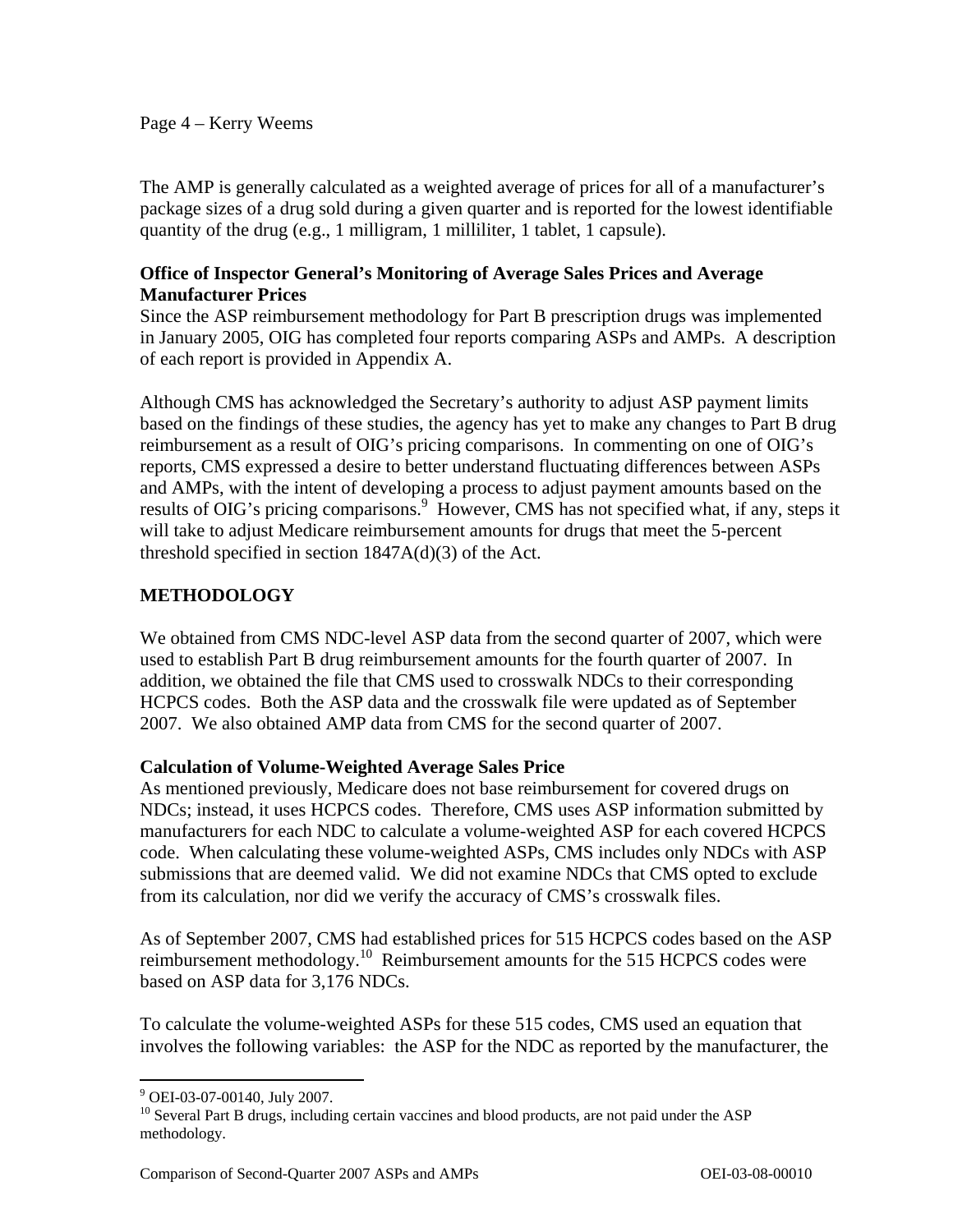The AMP is generally calculated as a weighted average of prices for all of a manufacturer's package sizes of a drug sold during a given quarter and is reported for the lowest identifiable quantity of the drug (e.g., 1 milligram, 1 milliliter, 1 tablet, 1 capsule).

**Office of Inspector General's Monitoring of Average Sales Prices and Average Manufacturer Prices**

Since the ASP reimbursement methodology for Part B prescription drugs was implemented in January 2005, OIG has completed four reports comparing ASPs and AMPs. A description of each report is provided in Appendix A.

Although CMS has acknowledged the Secretary's authority to adjust ASP payment limits based on the findings of these studies, the agency has yet to make any changes to Part B drug reimbursement as a result of OIG's pricing comparisons. In commenting on one of OIG's reports, CMS expressed a desire to better understand fluctuating differences between ASPs and AMPs, with the intent of developing a process to adjust payment amounts based on the results of OIG's pricing comparisons.[9] However, CMS has not specified what, if any, steps it will take to adjust Medicare reimbursement amounts for drugs that meet the 5-percent threshold specified in section 1847A(d)(3) of the Act.

## METHODOLOGY

We obtained from CMS NDC-level ASP data from the second quarter of 2007, which were used to establish Part B drug reimbursement amounts for the fourth quarter of 2007. In addition, we obtained the file that CMS used to crosswalk NDCs to their corresponding HCPCS codes. Both the ASP data and the crosswalk file were updated as of September 2007. We also obtained AMP data from CMS for the second quarter of 2007.

**Calculation of Volume-Weighted Average Sales Price**

As mentioned previously, Medicare does not base reimbursement for covered drugs on NDCs; instead, it uses HCPCS codes. Therefore, CMS uses ASP information submitted by manufacturers for each NDC to calculate a volume-weighted ASP for each covered HCPCS code. When calculating these volume-weighted ASPs, CMS includes only NDCs with ASP submissions that are deemed valid. We did not examine NDCs that CMS opted to exclude from its calculation, nor did we verify the accuracy of CMS's crosswalk files.

As of September 2007, CMS had established prices for 515 HCPCS codes based on the ASP reimbursement methodology.[10] Reimbursement amounts for the 515 HCPCS codes were based on ASP data for 3,176 NDCs.

To calculate the volume-weighted ASPs for these 515 codes, CMS used an equation that involves the following variables: the ASP for the NDC as reported by the manufacturer, the

---

[9] OEI-03-07-00140, July 2007.

[10] Several Part B drugs, including certain vaccines and blood products, are not paid under the ASP methodology.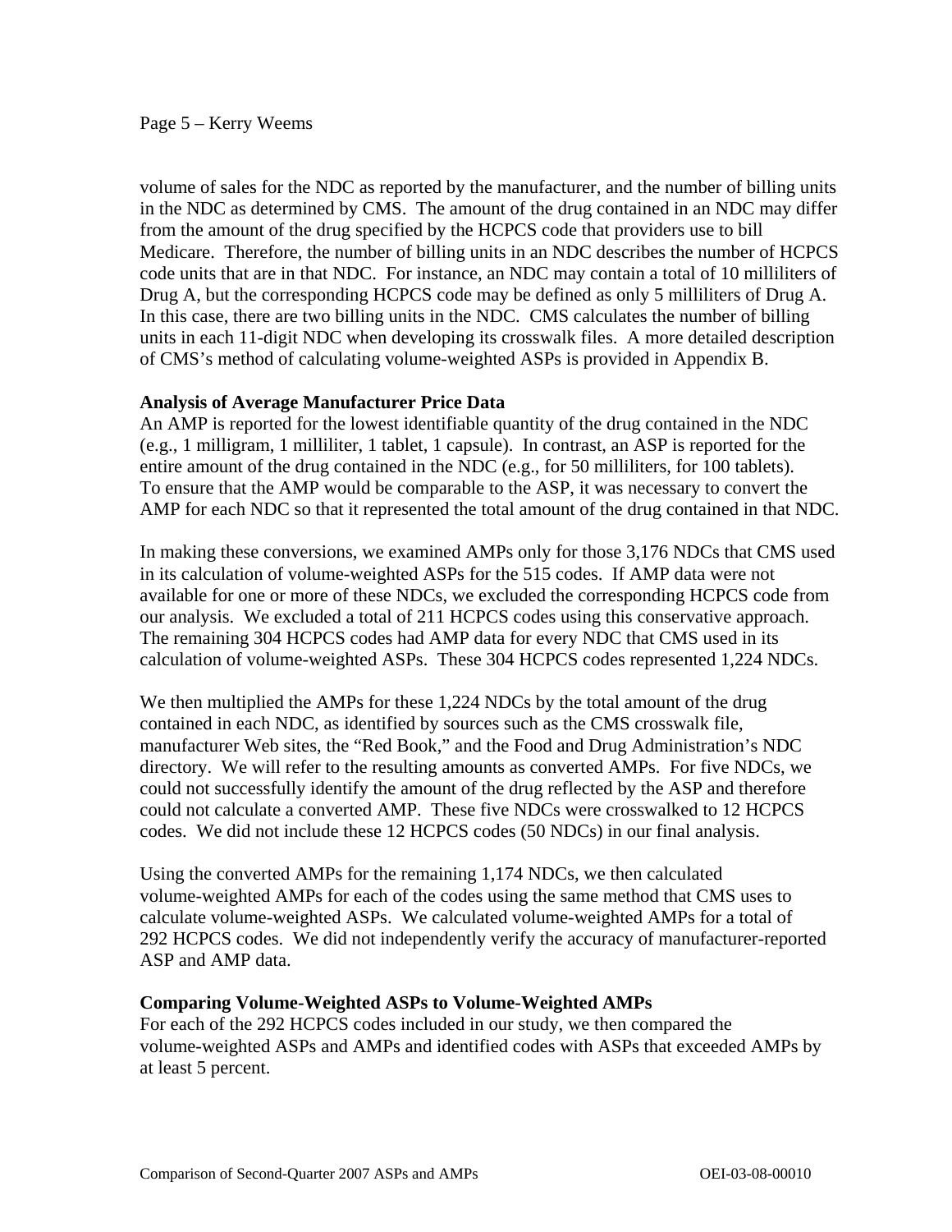volume of sales for the NDC as reported by the manufacturer, and the number of billing units in the NDC as determined by CMS. The amount of the drug contained in an NDC may differ from the amount of the drug specified by the HCPCS code that providers use to bill Medicare. Therefore, the number of billing units in an NDC describes the number of HCPCS code units that are in that NDC. For instance, an NDC may contain a total of 10 milliliters of Drug A, but the corresponding HCPCS code may be defined as only 5 milliliters of Drug A. In this case, there are two billing units in the NDC. CMS calculates the number of billing units in each 11-digit NDC when developing its crosswalk files. A more detailed description of CMS's method of calculating volume-weighted ASPs is provided in Appendix B.

**Analysis of Average Manufacturer Price Data**

An AMP is reported for the lowest identifiable quantity of the drug contained in the NDC (e.g., 1 milligram, 1 milliliter, 1 tablet, 1 capsule). In contrast, an ASP is reported for the entire amount of the drug contained in the NDC (e.g., for 50 milliliters, for 100 tablets). To ensure that the AMP would be comparable to the ASP, it was necessary to convert the AMP for each NDC so that it represented the total amount of the drug contained in that NDC.

In making these conversions, we examined AMPs only for those 3,176 NDCs that CMS used in its calculation of volume-weighted ASPs for the 515 codes. If AMP data were not available for one or more of these NDCs, we excluded the corresponding HCPCS code from our analysis. We excluded a total of 211 HCPCS codes using this conservative approach. The remaining 304 HCPCS codes had AMP data for every NDC that CMS used in its calculation of volume-weighted ASPs. These 304 HCPCS codes represented 1,224 NDCs.

We then multiplied the AMPs for these 1,224 NDCs by the total amount of the drug contained in each NDC, as identified by sources such as the CMS crosswalk file, manufacturer Web sites, the "Red Book," and the Food and Drug Administration's NDC directory. We will refer to the resulting amounts as converted AMPs. For five NDCs, we could not successfully identify the amount of the drug reflected by the ASP and therefore could not calculate a converted AMP. These five NDCs were crosswalked to 12 HCPCS codes. We did not include these 12 HCPCS codes (50 NDCs) in our final analysis.

Using the converted AMPs for the remaining 1,174 NDCs, we then calculated volume-weighted AMPs for each of the codes using the same method that CMS uses to calculate volume-weighted ASPs. We calculated volume-weighted AMPs for a total of 292 HCPCS codes. We did not independently verify the accuracy of manufacturer-reported ASP and AMP data.

**Comparing Volume-Weighted ASPs to Volume-Weighted AMPs**

For each of the 292 HCPCS codes included in our study, we then compared the volume-weighted ASPs and AMPs and identified codes with ASPs that exceeded AMPs by at least 5 percent.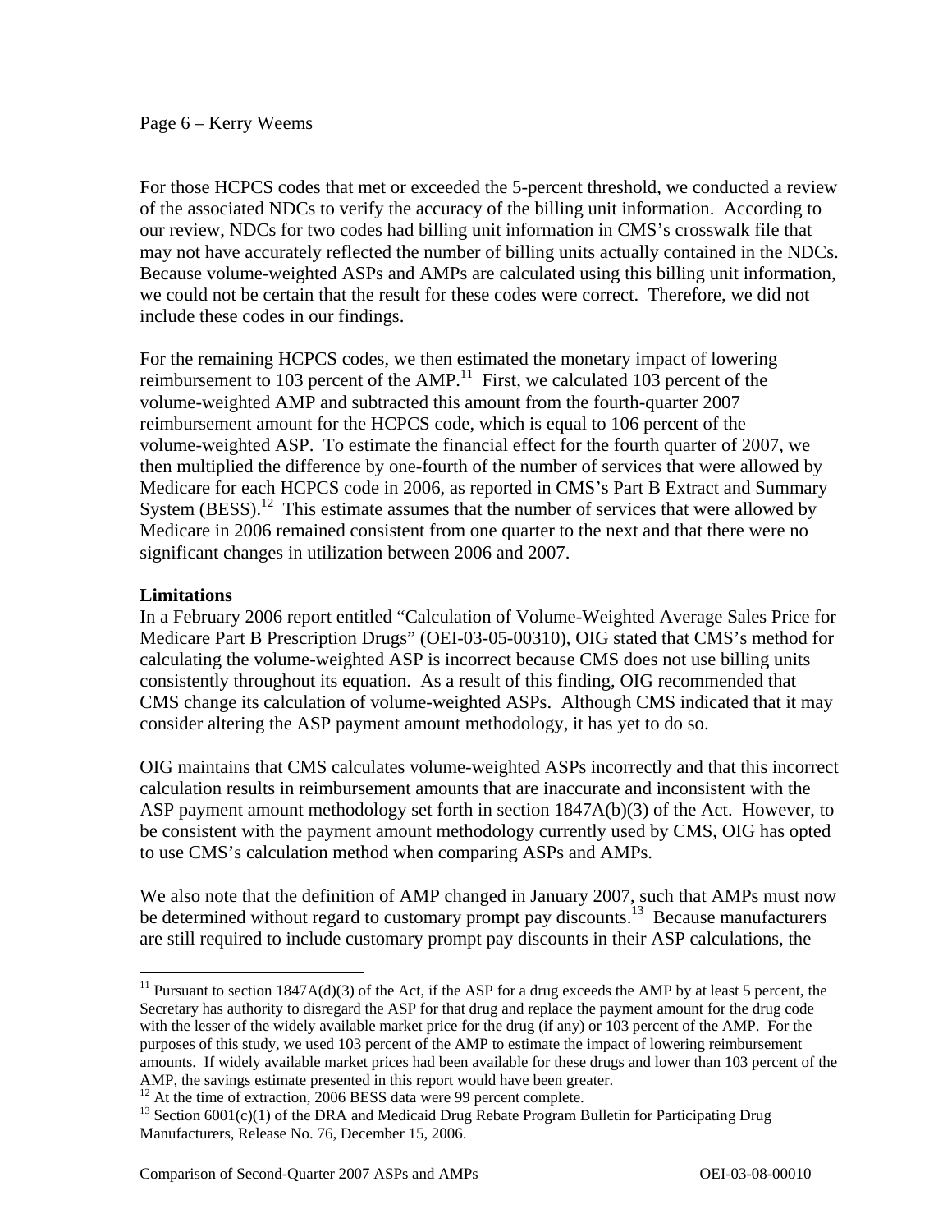For those HCPCS codes that met or exceeded the 5-percent threshold, we conducted a review of the associated NDCs to verify the accuracy of the billing unit information. According to our review, NDCs for two codes had billing unit information in CMS's crosswalk file that may not have accurately reflected the number of billing units actually contained in the NDCs. Because volume-weighted ASPs and AMPs are calculated using this billing unit information, we could not be certain that the result for these codes were correct. Therefore, we did not include these codes in our findings.

For the remaining HCPCS codes, we then estimated the monetary impact of lowering reimbursement to 103 percent of the AMP.[11] First, we calculated 103 percent of the volume-weighted AMP and subtracted this amount from the fourth-quarter 2007 reimbursement amount for the HCPCS code, which is equal to 106 percent of the volume-weighted ASP. To estimate the financial effect for the fourth quarter of 2007, we then multiplied the difference by one-fourth of the number of services that were allowed by Medicare for each HCPCS code in 2006, as reported in CMS's Part B Extract and Summary System (BESS).[12] This estimate assumes that the number of services that were allowed by Medicare in 2006 remained consistent from one quarter to the next and that there were no significant changes in utilization between 2006 and 2007.

**Limitations**

In a February 2006 report entitled "Calculation of Volume-Weighted Average Sales Price for Medicare Part B Prescription Drugs" (OEI-03-05-00310), OIG stated that CMS's method for calculating the volume-weighted ASP is incorrect because CMS does not use billing units consistently throughout its equation. As a result of this finding, OIG recommended that CMS change its calculation of volume-weighted ASPs. Although CMS indicated that it may consider altering the ASP payment amount methodology, it has yet to do so.

OIG maintains that CMS calculates volume-weighted ASPs incorrectly and that this incorrect calculation results in reimbursement amounts that are inaccurate and inconsistent with the ASP payment amount methodology set forth in section 1847A(b)(3) of the Act. However, to be consistent with the payment amount methodology currently used by CMS, OIG has opted to use CMS's calculation method when comparing ASPs and AMPs.

We also note that the definition of AMP changed in January 2007, such that AMPs must now be determined without regard to customary prompt pay discounts.[13] Because manufacturers are still required to include customary prompt pay discounts in their ASP calculations, the

---

[11] Pursuant to section 1847A(d)(3) of the Act, if the ASP for a drug exceeds the AMP by at least 5 percent, the Secretary has authority to disregard the ASP for that drug and replace the payment amount for the drug code with the lesser of the widely available market price for the drug (if any) or 103 percent of the AMP. For the purposes of this study, we used 103 percent of the AMP to estimate the impact of lowering reimbursement amounts. If widely available market prices had been available for these drugs and lower than 103 percent of the AMP, the savings estimate presented in this report would have been greater.

[12] At the time of extraction, 2006 BESS data were 99 percent complete.

[13] Section 6001(c)(1) of the DRA and Medicaid Drug Rebate Program Bulletin for Participating Drug Manufacturers, Release No. 76, December 15, 2006.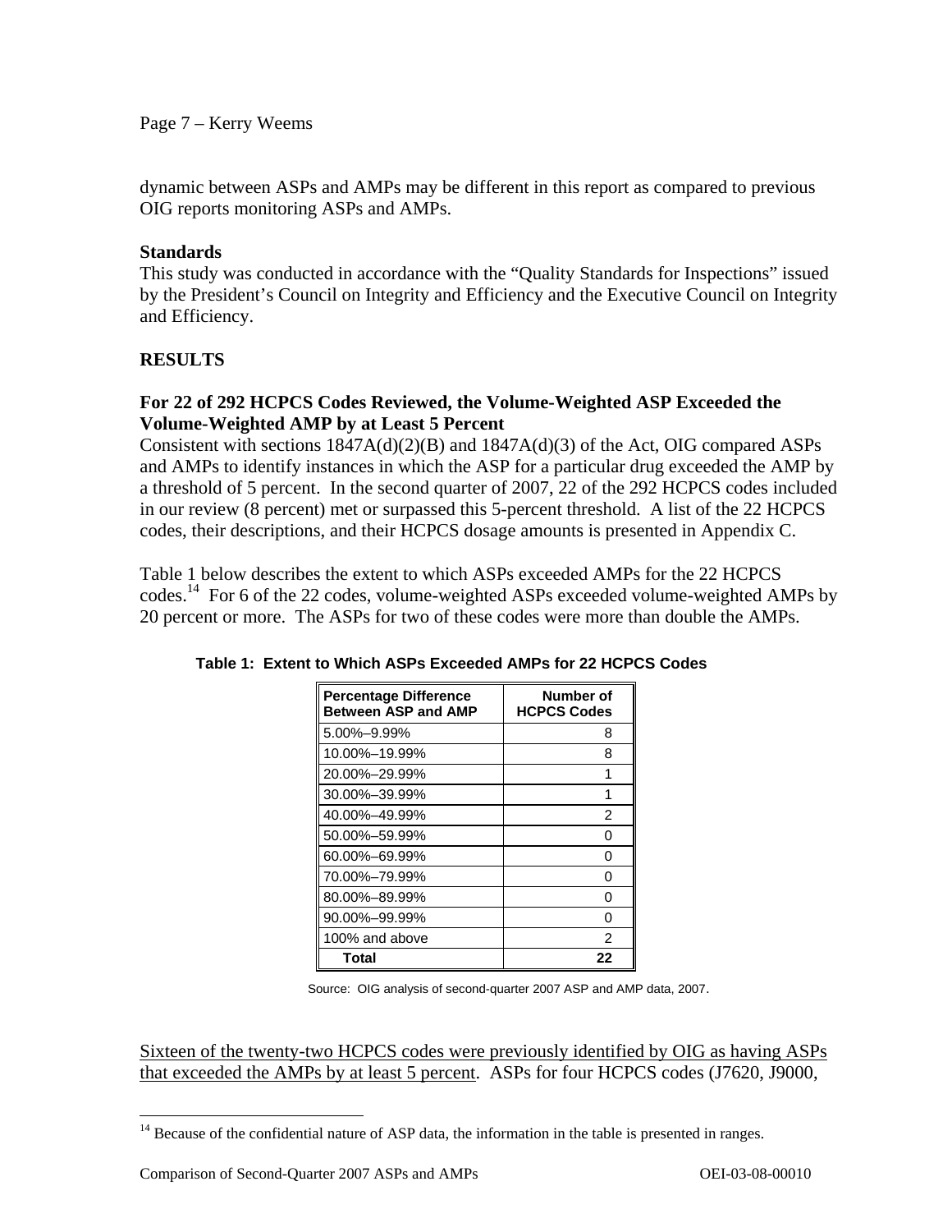dynamic between ASPs and AMPs may be different in this report as compared to previous OIG reports monitoring ASPs and AMPs.

**Standards**

This study was conducted in accordance with the "Quality Standards for Inspections" issued by the President's Council on Integrity and Efficiency and the Executive Council on Integrity and Efficiency.

## RESULTS

### For 22 of 292 HCPCS Codes Reviewed, the Volume-Weighted ASP Exceeded the Volume-Weighted AMP by at Least 5 Percent

Consistent with sections 1847A(d)(2)(B) and 1847A(d)(3) of the Act, OIG compared ASPs and AMPs to identify instances in which the ASP for a particular drug exceeded the AMP by a threshold of 5 percent. In the second quarter of 2007, 22 of the 292 HCPCS codes included in our review (8 percent) met or surpassed this 5-percent threshold. A list of the 22 HCPCS codes, their descriptions, and their HCPCS dosage amounts is presented in Appendix C.

Table 1 below describes the extent to which ASPs exceeded AMPs for the 22 HCPCS codes.[14] For 6 of the 22 codes, volume-weighted ASPs exceeded volume-weighted AMPs by 20 percent or more. The ASPs for two of these codes were more than double the AMPs.

**Table 1: Extent to Which ASPs Exceeded AMPs for 22 HCPCS Codes**

| Percentage Difference Between ASP and AMP | Number of HCPCS Codes |
|---|---|
| 5.00%–9.99% | 8 |
| 10.00%–19.99% | 8 |
| 20.00%–29.99% | 1 |
| 30.00%–39.99% | 1 |
| 40.00%–49.99% | 2 |
| 50.00%–59.99% | 0 |
| 60.00%–69.99% | 0 |
| 70.00%–79.99% | 0 |
| 80.00%–89.99% | 0 |
| 90.00%–99.99% | 0 |
| 100% and above | 2 |
| **Total** | **22** |

Source: OIG analysis of second-quarter 2007 ASP and AMP data, 2007.

Sixteen of the twenty-two HCPCS codes were previously identified by OIG as having ASPs that exceeded the AMPs by at least 5 percent. ASPs for four HCPCS codes (J7620, J9000,

[14] Because of the confidential nature of ASP data, the information in the table is presented in ranges.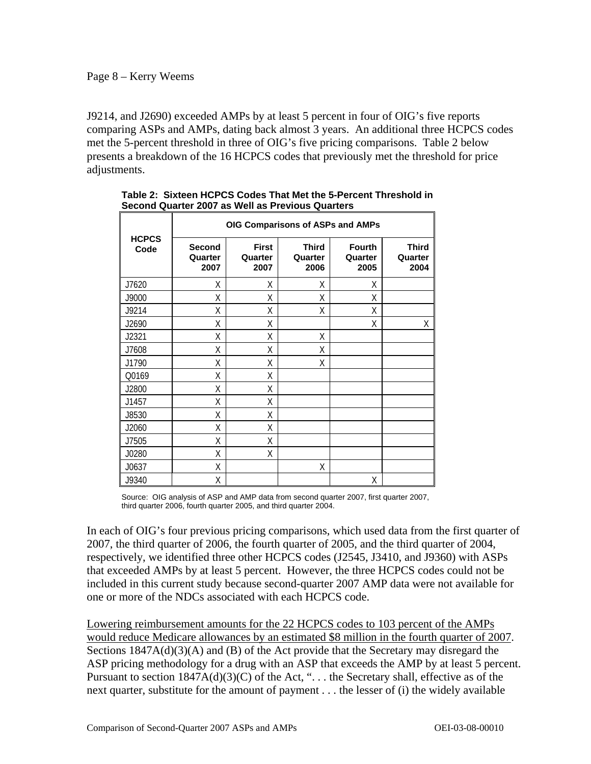J9214, and J2690) exceeded AMPs by at least 5 percent in four of OIG's five reports comparing ASPs and AMPs, dating back almost 3 years. An additional three HCPCS codes met the 5-percent threshold in three of OIG's five pricing comparisons. Table 2 below presents a breakdown of the 16 HCPCS codes that previously met the threshold for price adjustments.

**Table 2: Sixteen HCPCS Codes That Met the 5-Percent Threshold in Second Quarter 2007 as Well as Previous Quarters**

| HCPCS Code | OIG Comparisons of ASPs and AMPs | | | | |
|---|---|---|---|---|---|
| | Second Quarter 2007 | First Quarter 2007 | Third Quarter 2006 | Fourth Quarter 2005 | Third Quarter 2004 |
| J7620 | X | X | X | X | |
| J9000 | X | X | X | X | |
| J9214 | X | X | X | X | |
| J2690 | X | X | | X | X |
| J2321 | X | X | X | | |
| J7608 | X | X | X | | |
| J1790 | X | X | X | | |
| Q0169 | X | X | | | |
| J2800 | X | X | | | |
| J1457 | X | X | | | |
| J8530 | X | X | | | |
| J2060 | X | X | | | |
| J7505 | X | X | | | |
| J0280 | X | X | | | |
| J0637 | X | | X | | |
| J9340 | X | | | X | |

Source: OIG analysis of ASP and AMP data from second quarter 2007, first quarter 2007, third quarter 2006, fourth quarter 2005, and third quarter 2004.

In each of OIG's four previous pricing comparisons, which used data from the first quarter of 2007, the third quarter of 2006, the fourth quarter of 2005, and the third quarter of 2004, respectively, we identified three other HCPCS codes (J2545, J3410, and J9360) with ASPs that exceeded AMPs by at least 5 percent. However, the three HCPCS codes could not be included in this current study because second-quarter 2007 AMP data were not available for one or more of the NDCs associated with each HCPCS code.

<u>Lowering reimbursement amounts for the 22 HCPCS codes to 103 percent of the AMPs would reduce Medicare allowances by an estimated $8 million in the fourth quarter of 2007</u>. Sections 1847A(d)(3)(A) and (B) of the Act provide that the Secretary may disregard the ASP pricing methodology for a drug with an ASP that exceeds the AMP by at least 5 percent. Pursuant to section 1847A(d)(3)(C) of the Act, ". . . the Secretary shall, effective as of the next quarter, substitute for the amount of payment . . . the lesser of (i) the widely available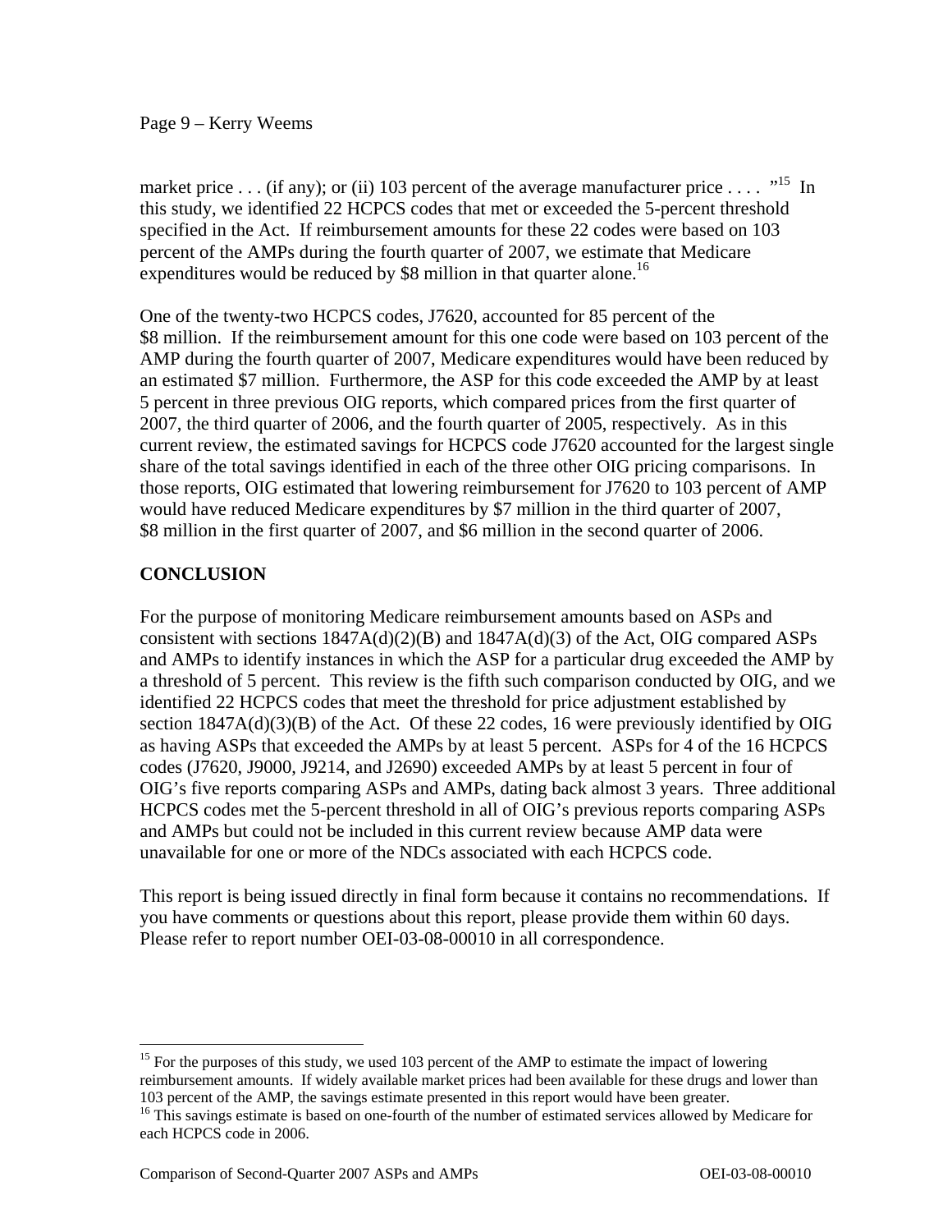market price . . . (if any); or (ii) 103 percent of the average manufacturer price . . . . "[15] In this study, we identified 22 HCPCS codes that met or exceeded the 5-percent threshold specified in the Act. If reimbursement amounts for these 22 codes were based on 103 percent of the AMPs during the fourth quarter of 2007, we estimate that Medicare expenditures would be reduced by $8 million in that quarter alone.[16]

One of the twenty-two HCPCS codes, J7620, accounted for 85 percent of the $8 million. If the reimbursement amount for this one code were based on 103 percent of the AMP during the fourth quarter of 2007, Medicare expenditures would have been reduced by an estimated $7 million. Furthermore, the ASP for this code exceeded the AMP by at least 5 percent in three previous OIG reports, which compared prices from the first quarter of 2007, the third quarter of 2006, and the fourth quarter of 2005, respectively. As in this current review, the estimated savings for HCPCS code J7620 accounted for the largest single share of the total savings identified in each of the three other OIG pricing comparisons. In those reports, OIG estimated that lowering reimbursement for J7620 to 103 percent of AMP would have reduced Medicare expenditures by $7 million in the third quarter of 2007, $8 million in the first quarter of 2007, and $6 million in the second quarter of 2006.

## CONCLUSION

For the purpose of monitoring Medicare reimbursement amounts based on ASPs and consistent with sections 1847A(d)(2)(B) and 1847A(d)(3) of the Act, OIG compared ASPs and AMPs to identify instances in which the ASP for a particular drug exceeded the AMP by a threshold of 5 percent. This review is the fifth such comparison conducted by OIG, and we identified 22 HCPCS codes that meet the threshold for price adjustment established by section 1847A(d)(3)(B) of the Act. Of these 22 codes, 16 were previously identified by OIG as having ASPs that exceeded the AMPs by at least 5 percent. ASPs for 4 of the 16 HCPCS codes (J7620, J9000, J9214, and J2690) exceeded AMPs by at least 5 percent in four of OIG's five reports comparing ASPs and AMPs, dating back almost 3 years. Three additional HCPCS codes met the 5-percent threshold in all of OIG's previous reports comparing ASPs and AMPs but could not be included in this current review because AMP data were unavailable for one or more of the NDCs associated with each HCPCS code.

This report is being issued directly in final form because it contains no recommendations. If you have comments or questions about this report, please provide them within 60 days. Please refer to report number OEI-03-08-00010 in all correspondence.

---

[15] For the purposes of this study, we used 103 percent of the AMP to estimate the impact of lowering reimbursement amounts. If widely available market prices had been available for these drugs and lower than 103 percent of the AMP, the savings estimate presented in this report would have been greater.

[16] This savings estimate is based on one-fourth of the number of estimated services allowed by Medicare for each HCPCS code in 2006.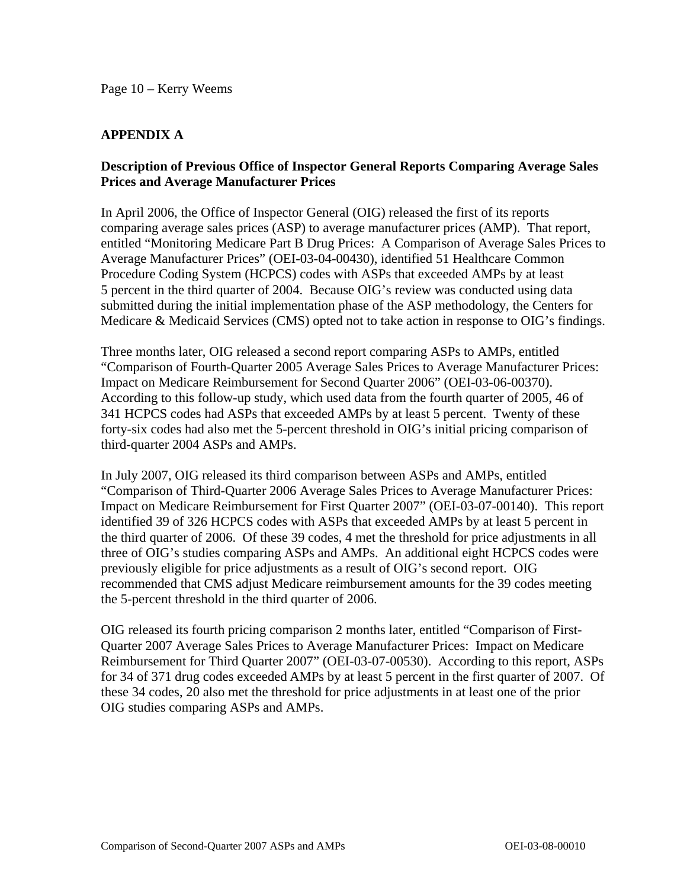## APPENDIX A

### Description of Previous Office of Inspector General Reports Comparing Average Sales Prices and Average Manufacturer Prices

In April 2006, the Office of Inspector General (OIG) released the first of its reports comparing average sales prices (ASP) to average manufacturer prices (AMP). That report, entitled "Monitoring Medicare Part B Drug Prices: A Comparison of Average Sales Prices to Average Manufacturer Prices" (OEI-03-04-00430), identified 51 Healthcare Common Procedure Coding System (HCPCS) codes with ASPs that exceeded AMPs by at least 5 percent in the third quarter of 2004. Because OIG's review was conducted using data submitted during the initial implementation phase of the ASP methodology, the Centers for Medicare & Medicaid Services (CMS) opted not to take action in response to OIG's findings.

Three months later, OIG released a second report comparing ASPs to AMPs, entitled "Comparison of Fourth-Quarter 2005 Average Sales Prices to Average Manufacturer Prices: Impact on Medicare Reimbursement for Second Quarter 2006" (OEI-03-06-00370). According to this follow-up study, which used data from the fourth quarter of 2005, 46 of 341 HCPCS codes had ASPs that exceeded AMPs by at least 5 percent. Twenty of these forty-six codes had also met the 5-percent threshold in OIG's initial pricing comparison of third-quarter 2004 ASPs and AMPs.

In July 2007, OIG released its third comparison between ASPs and AMPs, entitled "Comparison of Third-Quarter 2006 Average Sales Prices to Average Manufacturer Prices: Impact on Medicare Reimbursement for First Quarter 2007" (OEI-03-07-00140). This report identified 39 of 326 HCPCS codes with ASPs that exceeded AMPs by at least 5 percent in the third quarter of 2006. Of these 39 codes, 4 met the threshold for price adjustments in all three of OIG's studies comparing ASPs and AMPs. An additional eight HCPCS codes were previously eligible for price adjustments as a result of OIG's second report. OIG recommended that CMS adjust Medicare reimbursement amounts for the 39 codes meeting the 5-percent threshold in the third quarter of 2006.

OIG released its fourth pricing comparison 2 months later, entitled "Comparison of First-Quarter 2007 Average Sales Prices to Average Manufacturer Prices: Impact on Medicare Reimbursement for Third Quarter 2007" (OEI-03-07-00530). According to this report, ASPs for 34 of 371 drug codes exceeded AMPs by at least 5 percent in the first quarter of 2007. Of these 34 codes, 20 also met the threshold for price adjustments in at least one of the prior OIG studies comparing ASPs and AMPs.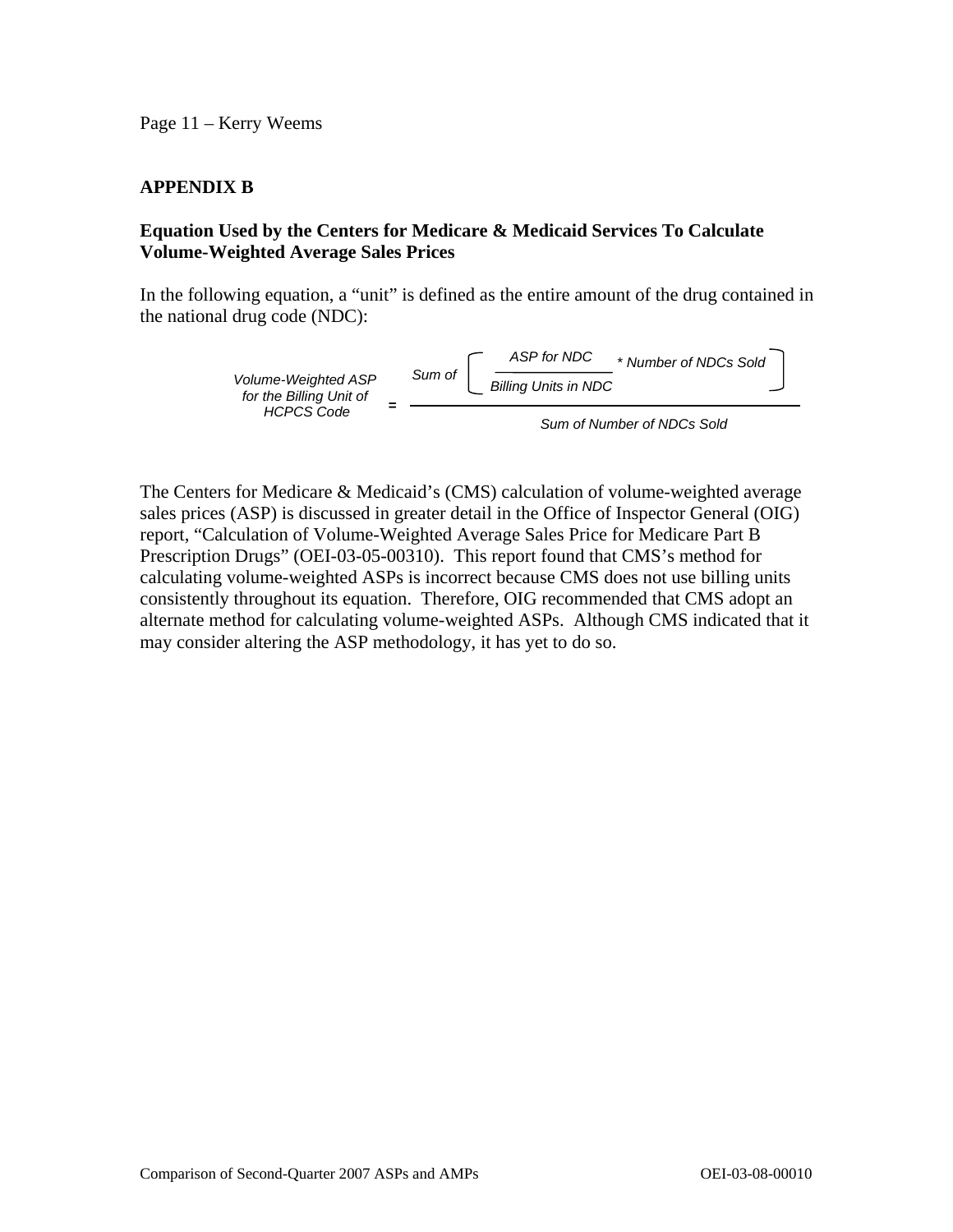## APPENDIX B

### Equation Used by the Centers for Medicare & Medicaid Services To Calculate Volume-Weighted Average Sales Prices

In the following equation, a "unit" is defined as the entire amount of the drug contained in the national drug code (NDC):

$$\text{Volume-Weighted ASP for the Billing Unit of HCPCS Code} = \frac{\text{Sum of} \left[ \dfrac{\text{ASP for NDC}}{\text{Billing Units in NDC}} * \text{Number of NDCs Sold} \right]}{\text{Sum of Number of NDCs Sold}}$$

The Centers for Medicare & Medicaid's (CMS) calculation of volume-weighted average sales prices (ASP) is discussed in greater detail in the Office of Inspector General (OIG) report, "Calculation of Volume-Weighted Average Sales Price for Medicare Part B Prescription Drugs" (OEI-03-05-00310). This report found that CMS's method for calculating volume-weighted ASPs is incorrect because CMS does not use billing units consistently throughout its equation. Therefore, OIG recommended that CMS adopt an alternate method for calculating volume-weighted ASPs. Although CMS indicated that it may consider altering the ASP methodology, it has yet to do so.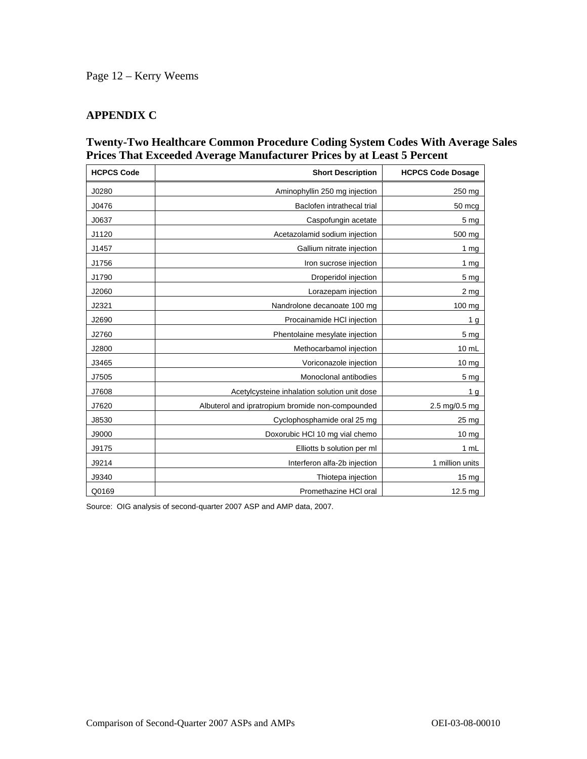## APPENDIX C

### Twenty-Two Healthcare Common Procedure Coding System Codes With Average Sales Prices That Exceeded Average Manufacturer Prices by at Least 5 Percent

| HCPCS Code | Short Description | HCPCS Code Dosage |
|---|---:|---:|
| J0280 | Aminophyllin 250 mg injection | 250 mg |
| J0476 | Baclofen intrathecal trial | 50 mcg |
| J0637 | Caspofungin acetate | 5 mg |
| J1120 | Acetazolamid sodium injection | 500 mg |
| J1457 | Gallium nitrate injection | 1 mg |
| J1756 | Iron sucrose injection | 1 mg |
| J1790 | Droperidol injection | 5 mg |
| J2060 | Lorazepam injection | 2 mg |
| J2321 | Nandrolone decanoate 100 mg | 100 mg |
| J2690 | Procainamide HCl injection | 1 g |
| J2760 | Phentolaine mesylate injection | 5 mg |
| J2800 | Methocarbamol injection | 10 mL |
| J3465 | Voriconazole injection | 10 mg |
| J7505 | Monoclonal antibodies | 5 mg |
| J7608 | Acetylcysteine inhalation solution unit dose | 1 g |
| J7620 | Albuterol and ipratropium bromide non-compounded | 2.5 mg/0.5 mg |
| J8530 | Cyclophosphamide oral 25 mg | 25 mg |
| J9000 | Doxorubic HCl 10 mg vial chemo | 10 mg |
| J9175 | Elliotts b solution per ml | 1 mL |
| J9214 | Interferon alfa-2b injection | 1 million units |
| J9340 | Thiotepa injection | 15 mg |
| Q0169 | Promethazine HCl oral | 12.5 mg |

Source: OIG analysis of second-quarter 2007 ASP and AMP data, 2007.